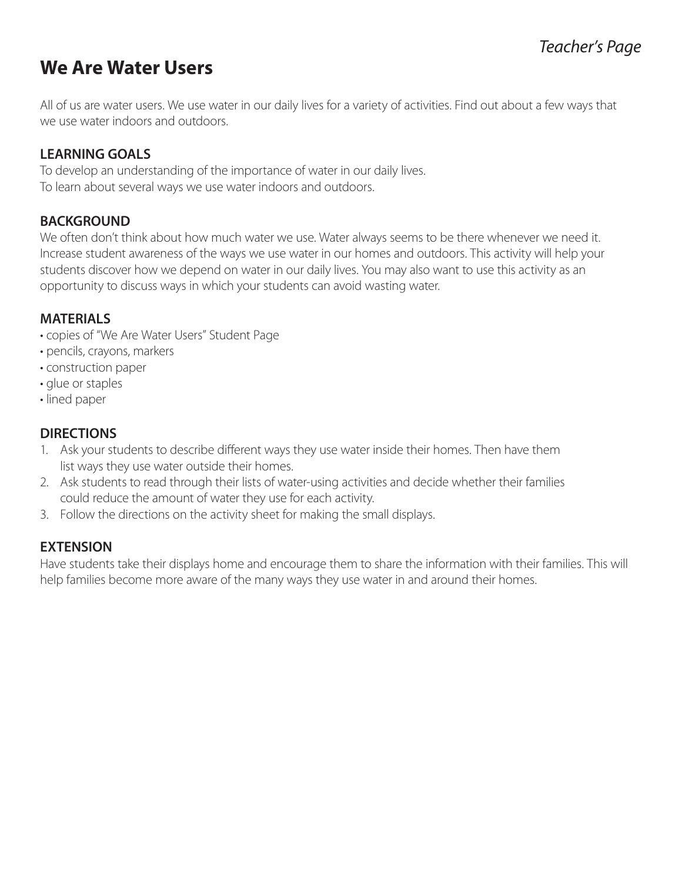*Teacher's Page*

# We Are Water Users

All of us are water users. We use water in our daily lives for a variety of activities. Find out about a few ways that we use water indoors and outdoors.

## LEARNING GOALS

To develop an understanding of the importance of water in our daily lives.
To learn about several ways we use water indoors and outdoors.

## BACKGROUND

We often don't think about how much water we use. Water always seems to be there whenever we need it. Increase student awareness of the ways we use water in our homes and outdoors. This activity will help your students discover how we depend on water in our daily lives. You may also want to use this activity as an opportunity to discuss ways in which your students can avoid wasting water.

## MATERIALS

- copies of "We Are Water Users" Student Page
- pencils, crayons, markers
- construction paper
- glue or staples
- lined paper

## DIRECTIONS

1. Ask your students to describe different ways they use water inside their homes. Then have them list ways they use water outside their homes.
2. Ask students to read through their lists of water-using activities and decide whether their families could reduce the amount of water they use for each activity.
3. Follow the directions on the activity sheet for making the small displays.

## EXTENSION

Have students take their displays home and encourage them to share the information with their families. This will help families become more aware of the many ways they use water in and around their homes.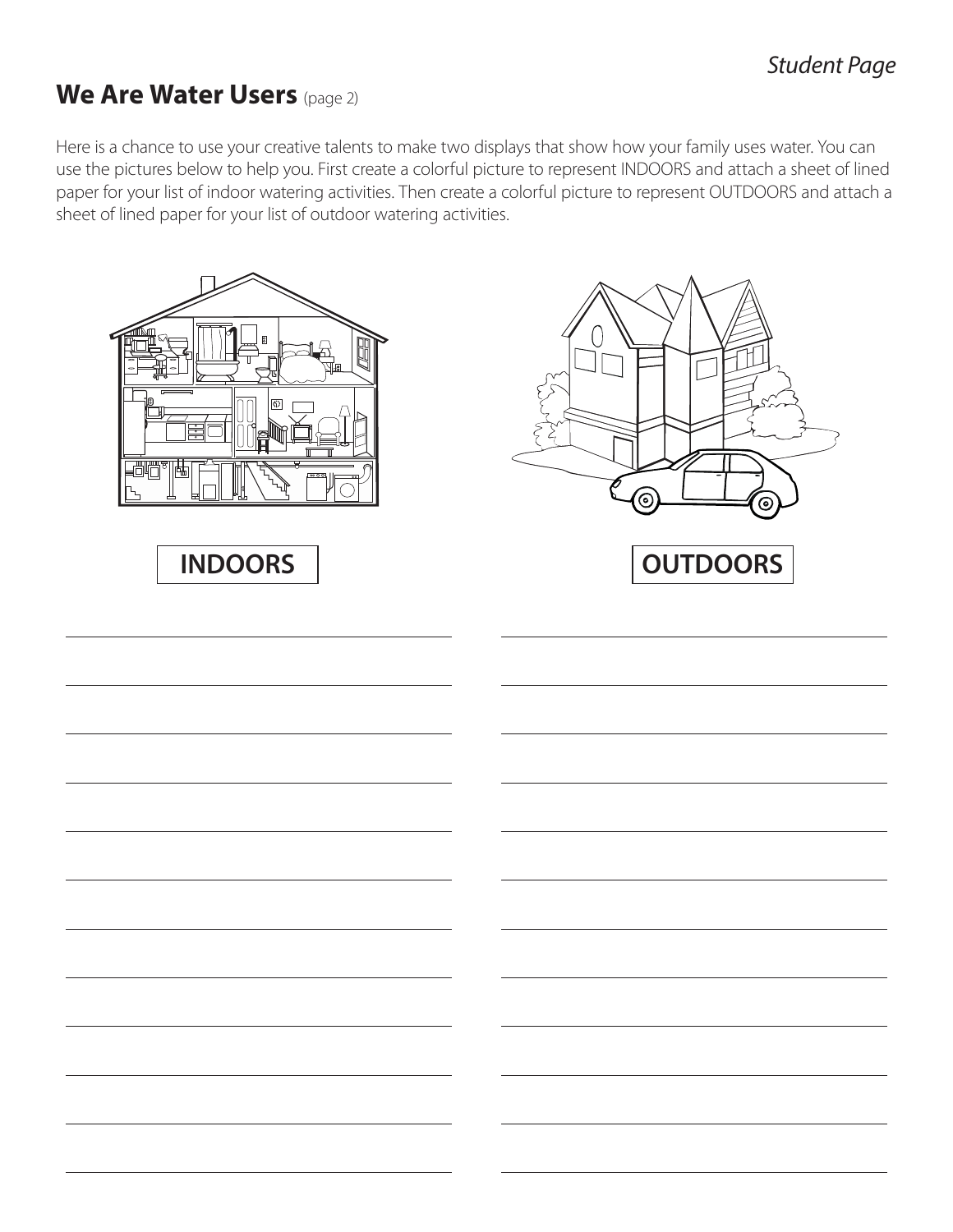*Student Page*

## We Are Water Users (page 2)

Here is a chance to use your creative talents to make two displays that show how your family uses water. You can use the pictures below to help you. First create a colorful picture to represent INDOORS and attach a sheet of lined paper for your list of indoor watering activities. Then create a colorful picture to represent OUTDOORS and attach a sheet of lined paper for your list of outdoor watering activities.

**INDOORS**

**OUTDOORS**